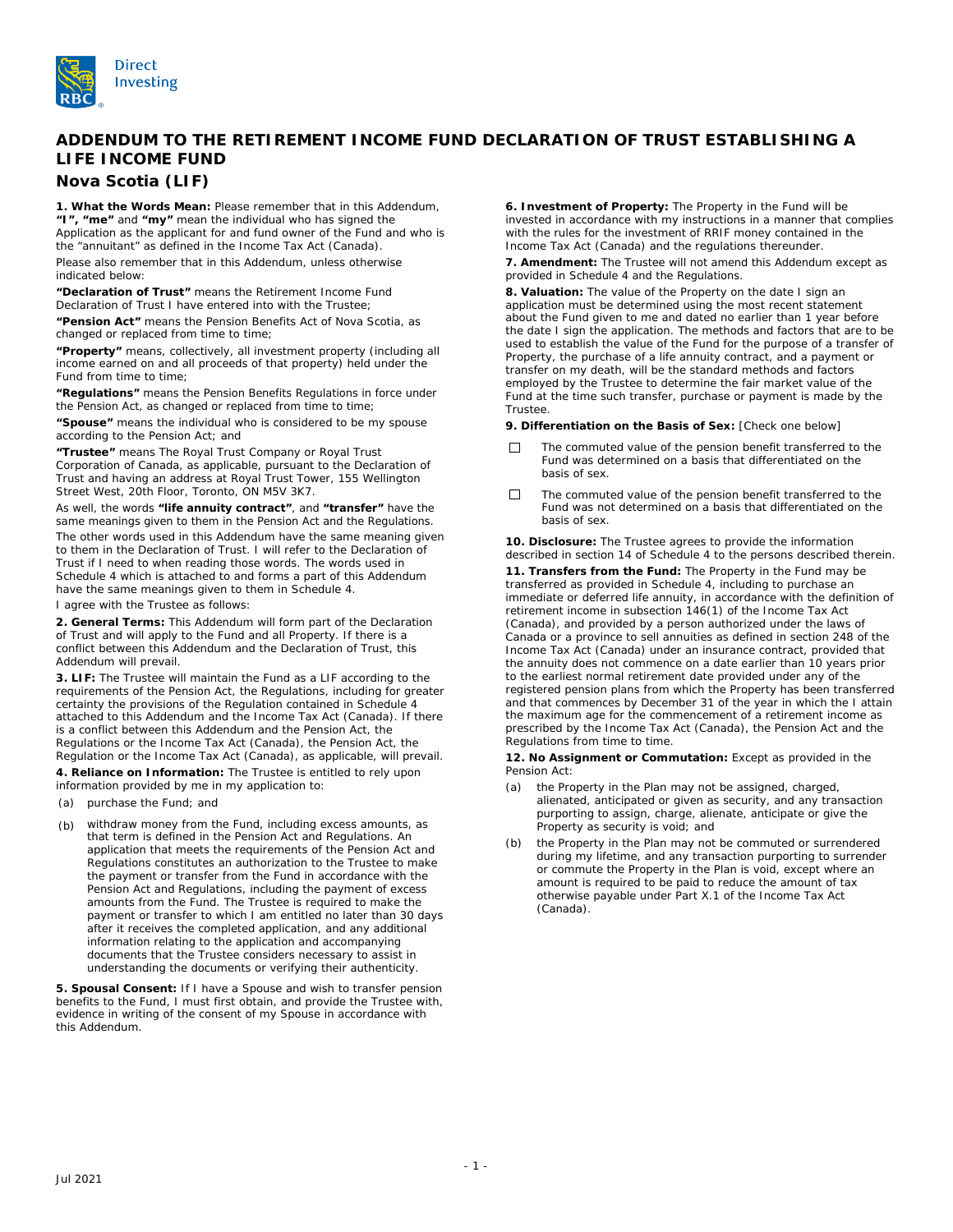# ADDENDUM TO THE RETIREMENT INCOME FUND DECLARATION OF TRUST ESTABLISHING A LIFE INCOME FUND

## Nova Scotia (LIF)

**1. What the Words Mean:** Please remember that in this Addendum, **"I", "me"** and **"my"** mean the individual who has signed the Application as the applicant for and fund owner of the Fund and who is the "annuitant" as defined in the Income Tax Act (Canada).

Please also remember that in this Addendum, unless otherwise indicated below:

**"Declaration of Trust"** means the Retirement Income Fund Declaration of Trust I have entered into with the Trustee;

**"Pension Act"** means the Pension Benefits Act of Nova Scotia, as changed or replaced from time to time;

**"Property"** means, collectively, all investment property (including all income earned on and all proceeds of that property) held under the Fund from time to time;

**"Regulations"** means the Pension Benefits Regulations in force under the Pension Act, as changed or replaced from time to time;

**"Spouse"** means the individual who is considered to be my spouse according to the Pension Act; and

**"Trustee"** means The Royal Trust Company or Royal Trust Corporation of Canada, as applicable, pursuant to the Declaration of Trust and having an address at Royal Trust Tower, 155 Wellington Street West, 20th Floor, Toronto, ON M5V 3K7.

As well, the words **"life annuity contract"**, and **"transfer"** have the same meanings given to them in the Pension Act and the Regulations.

The other words used in this Addendum have the same meaning given to them in the Declaration of Trust. I will refer to the Declaration of Trust if I need to when reading those words. The words used in Schedule 4 which is attached to and forms a part of this Addendum have the same meanings given to them in Schedule 4.

I agree with the Trustee as follows:

**2. General Terms:** This Addendum will form part of the Declaration of Trust and will apply to the Fund and all Property. If there is a conflict between this Addendum and the Declaration of Trust, this Addendum will prevail.

**3. LIF:** The Trustee will maintain the Fund as a LIF according to the requirements of the Pension Act, the Regulations, including for greater certainty the provisions of the Regulation contained in Schedule 4 attached to this Addendum and the Income Tax Act (Canada). If there is a conflict between this Addendum and the Pension Act, the Regulations or the Income Tax Act (Canada), the Pension Act, the Regulation or the Income Tax Act (Canada), as applicable, will prevail.

**4. Reliance on Information:** The Trustee is entitled to rely upon information provided by me in my application to:

(a) purchase the Fund; and

(b) withdraw money from the Fund, including excess amounts, as that term is defined in the Pension Act and Regulations. An application that meets the requirements of the Pension Act and Regulations constitutes an authorization to the Trustee to make the payment or transfer from the Fund in accordance with the Pension Act and Regulations, including the payment of excess amounts from the Fund. The Trustee is required to make the payment or transfer to which I am entitled no later than 30 days after it receives the completed application, and any additional information relating to the application and accompanying documents that the Trustee considers necessary to assist in understanding the documents or verifying their authenticity.

**5. Spousal Consent:** If I have a Spouse and wish to transfer pension benefits to the Fund, I must first obtain, and provide the Trustee with, evidence in writing of the consent of my Spouse in accordance with this Addendum.

**6. Investment of Property:** The Property in the Fund will be invested in accordance with my instructions in a manner that complies with the rules for the investment of RRIF money contained in the Income Tax Act (Canada) and the regulations thereunder.

**7. Amendment:** The Trustee will not amend this Addendum except as provided in Schedule 4 and the Regulations.

**8. Valuation:** The value of the Property on the date I sign an application must be determined using the most recent statement about the Fund given to me and dated no earlier than 1 year before the date I sign the application. The methods and factors that are to be used to establish the value of the Fund for the purpose of a transfer of Property, the purchase of a life annuity contract, and a payment or transfer on my death, will be the standard methods and factors employed by the Trustee to determine the fair market value of the Fund at the time such transfer, purchase or payment is made by the Trustee.

**9. Differentiation on the Basis of Sex:** [Check one below]

☐ The commuted value of the pension benefit transferred to the Fund was determined on a basis that differentiated on the basis of sex.

☐ The commuted value of the pension benefit transferred to the Fund was not determined on a basis that differentiated on the basis of sex.

**10. Disclosure:** The Trustee agrees to provide the information described in section 14 of Schedule 4 to the persons described therein.

**11. Transfers from the Fund:** The Property in the Fund may be transferred as provided in Schedule 4, including to purchase an immediate or deferred life annuity, in accordance with the definition of retirement income in subsection 146(1) of the Income Tax Act (Canada), and provided by a person authorized under the laws of Canada or a province to sell annuities as defined in section 248 of the Income Tax Act (Canada) under an insurance contract, provided that the annuity does not commence on a date earlier than 10 years prior to the earliest normal retirement date provided under any of the registered pension plans from which the Property has been transferred and that commences by December 31 of the year in which the I attain the maximum age for the commencement of a retirement income as prescribed by the Income Tax Act (Canada), the Pension Act and the Regulations from time to time.

**12. No Assignment or Commutation:** Except as provided in the Pension Act:

(a) the Property in the Plan may not be assigned, charged, alienated, anticipated or given as security, and any transaction purporting to assign, charge, alienate, anticipate or give the Property as security is void; and

(b) the Property in the Plan may not be commuted or surrendered during my lifetime, and any transaction purporting to surrender or commute the Property in the Plan is void, except where an amount is required to be paid to reduce the amount of tax otherwise payable under Part X.1 of the Income Tax Act (Canada).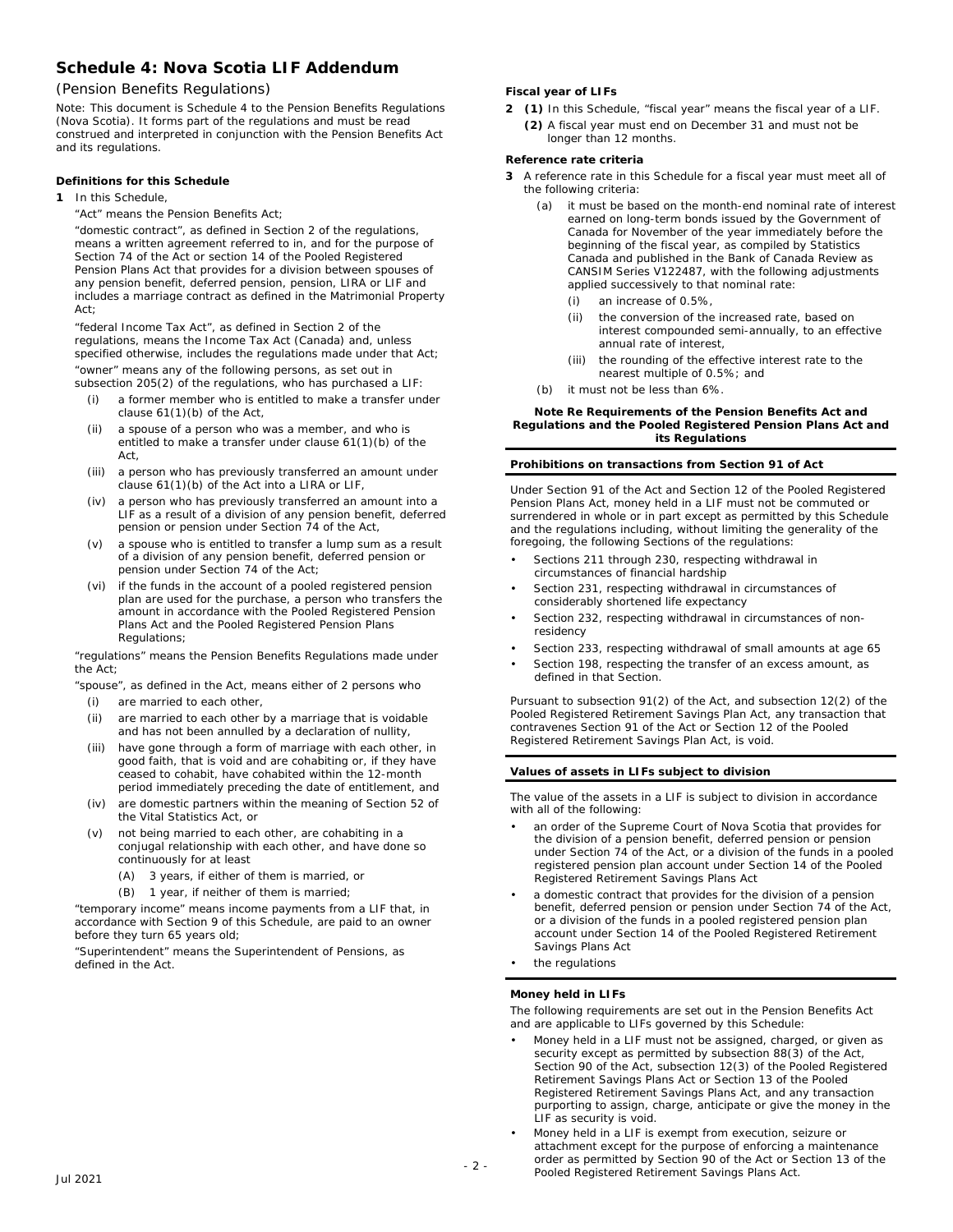# Schedule 4: Nova Scotia LIF Addendum

(Pension Benefits Regulations)

Note: This document is Schedule 4 to the Pension Benefits Regulations (Nova Scotia). It forms part of the regulations and must be read construed and interpreted in conjunction with the Pension Benefits Act and its regulations.

**Definitions for this Schedule**

**1** In this Schedule,

"Act" means the Pension Benefits Act;

"domestic contract", as defined in Section 2 of the regulations, means a written agreement referred to in, and for the purpose of Section 74 of the Act or section 14 of the Pooled Registered Pension Plans Act that provides for a division between spouses of any pension benefit, deferred pension, pension, LIRA or LIF and includes a marriage contract as defined in the Matrimonial Property Act;

"federal Income Tax Act", as defined in Section 2 of the regulations, means the Income Tax Act (Canada) and, unless specified otherwise, includes the regulations made under that Act;

"owner" means any of the following persons, as set out in subsection 205(2) of the regulations, who has purchased a LIF:

- (i) a former member who is entitled to make a transfer under clause 61(1)(b) of the Act,
- (ii) a spouse of a person who was a member, and who is entitled to make a transfer under clause 61(1)(b) of the Act,
- (iii) a person who has previously transferred an amount under clause 61(1)(b) of the Act into a LIRA or LIF,
- (iv) a person who has previously transferred an amount into a LIF as a result of a division of any pension benefit, deferred pension or pension under Section 74 of the Act,
- (v) a spouse who is entitled to transfer a lump sum as a result of a division of any pension benefit, deferred pension or pension under Section 74 of the Act;
- (vi) if the funds in the account of a pooled registered pension plan are used for the purchase, a person who transfers the amount in accordance with the Pooled Registered Pension Plans Act and the Pooled Registered Pension Plans Regulations;

"regulations" means the Pension Benefits Regulations made under the Act;

"spouse", as defined in the Act, means either of 2 persons who

- (i) are married to each other,
- (ii) are married to each other by a marriage that is voidable and has not been annulled by a declaration of nullity,
- (iii) have gone through a form of marriage with each other, in good faith, that is void and are cohabiting or, if they have ceased to cohabit, have cohabited within the 12-month period immediately preceding the date of entitlement, and
- (iv) are domestic partners within the meaning of Section 52 of the Vital Statistics Act, or
- (v) not being married to each other, are cohabiting in a conjugal relationship with each other, and have done so continuously for at least
  - (A) 3 years, if either of them is married, or
  - (B) 1 year, if neither of them is married;

"temporary income" means income payments from a LIF that, in accordance with Section 9 of this Schedule, are paid to an owner before they turn 65 years old;

"Superintendent" means the Superintendent of Pensions, as defined in the Act.

**Fiscal year of LIFs**

**2** **(1)** In this Schedule, "fiscal year" means the fiscal year of a LIF.

**(2)** A fiscal year must end on December 31 and must not be longer than 12 months.

**Reference rate criteria**

**3** A reference rate in this Schedule for a fiscal year must meet all of the following criteria:

- (a) it must be based on the month-end nominal rate of interest earned on long-term bonds issued by the Government of Canada for November of the year immediately before the beginning of the fiscal year, as compiled by Statistics Canada and published in the Bank of Canada Review as CANSIM Series V122487, with the following adjustments applied successively to that nominal rate:
  - (i) an increase of 0.5%,
  - (ii) the conversion of the increased rate, based on interest compounded semi-annually, to an effective annual rate of interest,
  - (iii) the rounding of the effective interest rate to the nearest multiple of 0.5%; and
- (b) it must not be less than 6%.

**Note Re Requirements of the Pension Benefits Act and Regulations and the Pooled Registered Pension Plans Act and its Regulations**

**Prohibitions on transactions from Section 91 of Act**

Under Section 91 of the Act and Section 12 of the Pooled Registered Pension Plans Act, money held in a LIF must not be commuted or surrendered in whole or in part except as permitted by this Schedule and the regulations including, without limiting the generality of the foregoing, the following Sections of the regulations:

- Sections 211 through 230, respecting withdrawal in circumstances of financial hardship
- Section 231, respecting withdrawal in circumstances of considerably shortened life expectancy
- Section 232, respecting withdrawal in circumstances of non-residency
- Section 233, respecting withdrawal of small amounts at age 65
- Section 198, respecting the transfer of an excess amount, as defined in that Section.

Pursuant to subsection 91(2) of the Act, and subsection 12(2) of the Pooled Registered Retirement Savings Plan Act, any transaction that contravenes Section 91 of the Act or Section 12 of the Pooled Registered Retirement Savings Plan Act, is void.

**Values of assets in LIFs subject to division**

The value of the assets in a LIF is subject to division in accordance with all of the following:

- an order of the Supreme Court of Nova Scotia that provides for the division of a pension benefit, deferred pension or pension under Section 74 of the Act, or a division of the funds in a pooled registered pension plan account under Section 14 of the Pooled Registered Retirement Savings Plans Act
- a domestic contract that provides for the division of a pension benefit, deferred pension or pension under Section 74 of the Act, or a division of the funds in a pooled registered pension plan account under Section 14 of the Pooled Registered Retirement Savings Plans Act
- the regulations

**Money held in LIFs**

The following requirements are set out in the Pension Benefits Act and are applicable to LIFs governed by this Schedule:

- Money held in a LIF must not be assigned, charged, or given as security except as permitted by subsection 88(3) of the Act, Section 90 of the Act, subsection 12(3) of the Pooled Registered Retirement Savings Plans Act or Section 13 of the Pooled Registered Retirement Savings Plans Act, and any transaction purporting to assign, charge, anticipate or give the money in the LIF as security is void.
- Money held in a LIF is exempt from execution, seizure or attachment except for the purpose of enforcing a maintenance order as permitted by Section 90 of the Act or Section 13 of the Pooled Registered Retirement Savings Plans Act.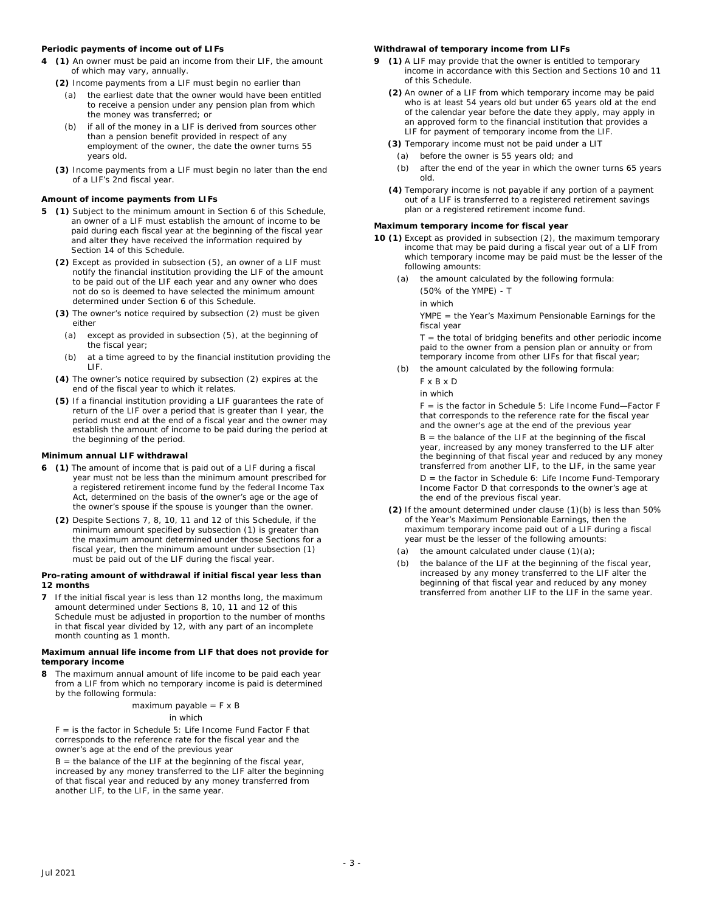**Periodic payments of income out of LIFs**

**4** **(1)** An owner must be paid an income from their LIF, the amount of which may vary, annually.

**(2)** Income payments from a LIF must begin no earlier than

(a) the earliest date that the owner would have been entitled to receive a pension under any pension plan from which the money was transferred; or

(b) if all of the money in a LIF is derived from sources other than a pension benefit provided in respect of any employment of the owner, the date the owner turns 55 years old.

**(3)** Income payments from a LIF must begin no later than the end of a LIF's 2nd fiscal year.

**Amount of income payments from LIFs**

**5** **(1)** Subject to the minimum amount in Section 6 of this Schedule, an owner of a LIF must establish the amount of income to be paid during each fiscal year at the beginning of the fiscal year and alter they have received the information required by Section 14 of this Schedule.

**(2)** Except as provided in subsection (5), an owner of a LIF must notify the financial institution providing the LIF of the amount to be paid out of the LIF each year and any owner who does not do so is deemed to have selected the minimum amount determined under Section 6 of this Schedule.

**(3)** The owner's notice required by subsection (2) must be given either

(a) except as provided in subsection (5), at the beginning of the fiscal year;

(b) at a time agreed to by the financial institution providing the LIF.

**(4)** The owner's notice required by subsection (2) expires at the end of the fiscal year to which it relates.

**(5)** If a financial institution providing a LIF guarantees the rate of return of the LIF over a period that is greater than I year, the period must end at the end of a fiscal year and the owner may establish the amount of income to be paid during the period at the beginning of the period.

**Minimum annual LIF withdrawal**

**6** **(1)** The amount of income that is paid out of a LIF during a fiscal year must not be less than the minimum amount prescribed for a registered retirement income fund by the federal Income Tax Act, determined on the basis of the owner's age or the age of the owner's spouse if the spouse is younger than the owner.

**(2)** Despite Sections 7, 8, 10, 11 and 12 of this Schedule, if the minimum amount specified by subsection (1) is greater than the maximum amount determined under those Sections for a fiscal year, then the minimum amount under subsection (1) must be paid out of the LIF during the fiscal year.

**Pro-rating amount of withdrawal if initial fiscal year less than 12 months**

**7** If the initial fiscal year is less than 12 months long, the maximum amount determined under Sections 8, 10, 11 and 12 of this Schedule must be adjusted in proportion to the number of months in that fiscal year divided by 12, with any part of an incomplete month counting as 1 month.

**Maximum annual life income from LIF that does not provide for temporary income**

**8** The maximum annual amount of life income to be paid each year from a LIF from which no temporary income is paid is determined by the following formula:

$$\text{maximum payable} = F \times B$$

in which

F = is the factor in Schedule 5: Life Income Fund Factor F that corresponds to the reference rate for the fiscal year and the owner's age at the end of the previous year

B = the balance of the LIF at the beginning of the fiscal year, increased by any money transferred to the LIF alter the beginning of that fiscal year and reduced by any money transferred from another LIF, to the LIF, in the same year.

**Withdrawal of temporary income from LIFs**

**9** **(1)** A LIF may provide that the owner is entitled to temporary income in accordance with this Section and Sections 10 and 11 of this Schedule.

**(2)** An owner of a LIF from which temporary income may be paid who is at least 54 years old but under 65 years old at the end of the calendar year before the date they apply, may apply in an approved form to the financial institution that provides a LIF for payment of temporary income from the LIF.

**(3)** Temporary income must not be paid under a LIT

(a) before the owner is 55 years old; and

(b) after the end of the year in which the owner turns 65 years old.

**(4)** Temporary income is not payable if any portion of a payment out of a LIF is transferred to a registered retirement savings plan or a registered retirement income fund.

**Maximum temporary income for fiscal year**

**10** **(1)** Except as provided in subsection (2), the maximum temporary income that may be paid during a fiscal year out of a LIF from which temporary income may be paid must be the lesser of the following amounts:

(a) the amount calculated by the following formula:

(50% of the YMPE) - T

in which

YMPE = the Year's Maximum Pensionable Earnings for the fiscal year

T = the total of bridging benefits and other periodic income paid to the owner from a pension plan or annuity or from temporary income from other LIFs for that fiscal year;

(b) the amount calculated by the following formula:

F x B x D

in which

F = is the factor in Schedule 5: Life Income Fund—Factor F that corresponds to the reference rate for the fiscal year and the owner's age at the end of the previous year

B = the balance of the LIF at the beginning of the fiscal year, increased by any money transferred to the LIF alter the beginning of that fiscal year and reduced by any money transferred from another LIF, to the LIF, in the same year

D = the factor in Schedule 6: Life Income Fund-Temporary Income Factor D that corresponds to the owner's age at the end of the previous fiscal year.

**(2)** If the amount determined under clause (1)(b) is less than 50% of the Year's Maximum Pensionable Earnings, then the maximum temporary income paid out of a LIF during a fiscal year must be the lesser of the following amounts:

(a) the amount calculated under clause (1)(a);

(b) the balance of the LIF at the beginning of the fiscal year, increased by any money transferred to the LIF alter the beginning of that fiscal year and reduced by any money transferred from another LIF to the LIF in the same year.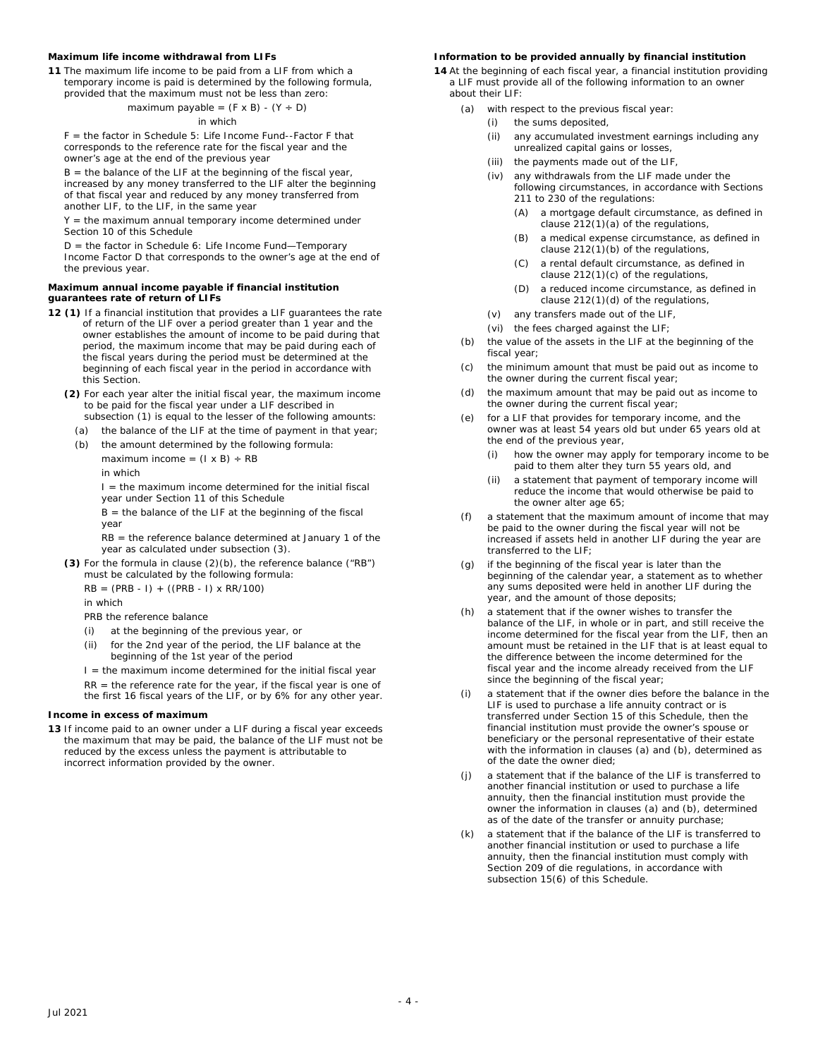**Maximum life income withdrawal from LIFs**

**11** The maximum life income to be paid from a LIF from which a temporary income is paid is determined by the following formula, provided that the maximum must not be less than zero:

$$\text{maximum payable} = (F \times B) - (Y \div D)$$

in which

F = the factor in Schedule 5: Life Income Fund--Factor F that corresponds to the reference rate for the fiscal year and the owner's age at the end of the previous year

B = the balance of the LIF at the beginning of the fiscal year, increased by any money transferred to the LIF alter the beginning of that fiscal year and reduced by any money transferred from another LIF, to the LIF, in the same year

Y = the maximum annual temporary income determined under Section 10 of this Schedule

D = the factor in Schedule 6: Life Income Fund—Temporary Income Factor D that corresponds to the owner's age at the end of the previous year.

**Maximum annual income payable if financial institution guarantees rate of return of LIFs**

**12 (1)** If a financial institution that provides a LIF guarantees the rate of return of the LIF over a period greater than 1 year and the owner establishes the amount of income to be paid during that period, the maximum income that may be paid during each of the fiscal years during the period must be determined at the beginning of each fiscal year in the period in accordance with this Section.

**(2)** For each year alter the initial fiscal year, the maximum income to be paid for the fiscal year under a LIF described in subsection (1) is equal to the lesser of the following amounts:

(a) the balance of the LIF at the time of payment in that year;

(b) the amount determined by the following formula:

$$\text{maximum income} = (I \times B) \div RB$$

in which

I = the maximum income determined for the initial fiscal year under Section 11 of this Schedule

B = the balance of the LIF at the beginning of the fiscal year

RB = the reference balance determined at January 1 of the year as calculated under subsection (3).

**(3)** For the formula in clause (2)(b), the reference balance ("RB") must be calculated by the following formula:

$$RB = (PRB - I) + ((PRB - I) \times RR/100)$$

in which

PRB the reference balance

(i) at the beginning of the previous year, or

(ii) for the 2nd year of the period, the LIF balance at the beginning of the 1st year of the period

I = the maximum income determined for the initial fiscal year

RR = the reference rate for the year, if the fiscal year is one of the first 16 fiscal years of the LIF, or by 6% for any other year.

**Income in excess of maximum**

**13** If income paid to an owner under a LIF during a fiscal year exceeds the maximum that may be paid, the balance of the LIF must not be reduced by the excess unless the payment is attributable to incorrect information provided by the owner.

**Information to be provided annually by financial institution**

**14** At the beginning of each fiscal year, a financial institution providing a LIF must provide all of the following information to an owner about their LIF:

(a) with respect to the previous fiscal year:

(i) the sums deposited,

(ii) any accumulated investment earnings including any unrealized capital gains or losses,

(iii) the payments made out of the LIF,

(iv) any withdrawals from the LIF made under the following circumstances, in accordance with Sections 211 to 230 of the regulations:

(A) a mortgage default circumstance, as defined in clause 212(1)(a) of the regulations,

(B) a medical expense circumstance, as defined in clause 212(1)(b) of the regulations,

(C) a rental default circumstance, as defined in clause 212(1)(c) of the regulations,

(D) a reduced income circumstance, as defined in clause 212(1)(d) of the regulations,

(v) any transfers made out of the LIF,

(vi) the fees charged against the LIF;

(b) the value of the assets in the LIF at the beginning of the fiscal year;

(c) the minimum amount that must be paid out as income to the owner during the current fiscal year;

(d) the maximum amount that may be paid out as income to the owner during the current fiscal year;

(e) for a LIF that provides for temporary income, and the owner was at least 54 years old but under 65 years old at the end of the previous year,

(i) how the owner may apply for temporary income to be paid to them alter they turn 55 years old, and

(ii) a statement that payment of temporary income will reduce the income that would otherwise be paid to the owner alter age 65;

(f) a statement that the maximum amount of income that may be paid to the owner during the fiscal year will not be increased if assets held in another LIF during the year are transferred to the LIF;

(g) if the beginning of the fiscal year is later than the beginning of the calendar year, a statement as to whether any sums deposited were held in another LIF during the year, and the amount of those deposits;

(h) a statement that if the owner wishes to transfer the balance of the LIF, in whole or in part, and still receive the income determined for the fiscal year from the LIF, then an amount must be retained in the LIF that is at least equal to the difference between the income determined for the fiscal year and the income already received from the LIF since the beginning of the fiscal year;

(i) a statement that if the owner dies before the balance in the LIF is used to purchase a life annuity contract or is transferred under Section 15 of this Schedule, then the financial institution must provide the owner's spouse or beneficiary or the personal representative of their estate with the information in clauses (a) and (b), determined as of the date the owner died;

(j) a statement that if the balance of the LIF is transferred to another financial institution or used to purchase a life annuity, then the financial institution must provide the owner the information in clauses (a) and (b), determined as of the date of the transfer or annuity purchase;

(k) a statement that if the balance of the LIF is transferred to another financial institution or used to purchase a life annuity, then the financial institution must comply with Section 209 of die regulations, in accordance with subsection 15(6) of this Schedule.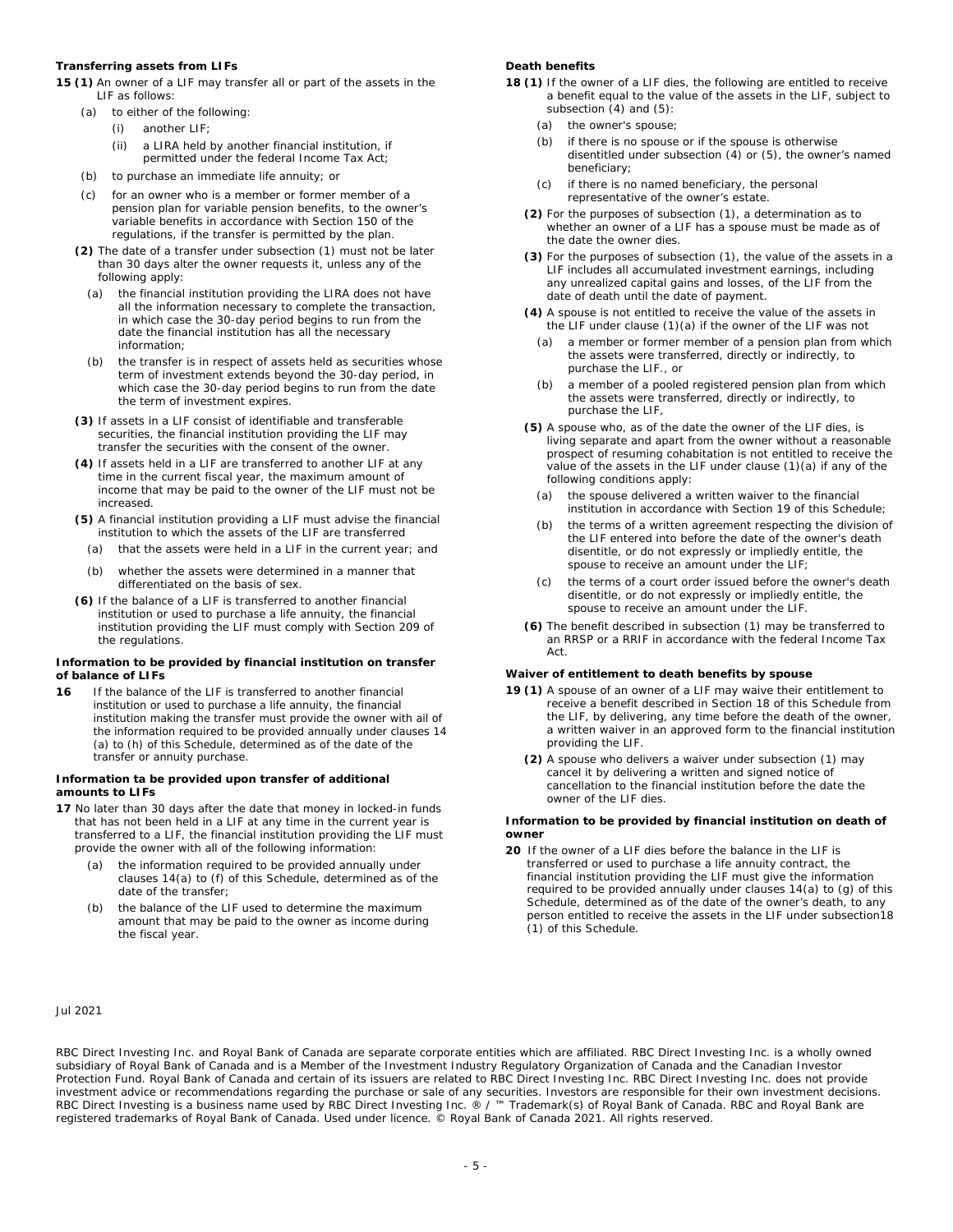**Transferring assets from LIFs**

**15 (1)** An owner of a LIF may transfer all or part of the assets in the LIF as follows:

- (a) to either of the following:
  - (i) another LIF;
  - (ii) a LIRA held by another financial institution, if permitted under the federal Income Tax Act;
- (b) to purchase an immediate life annuity; or
- (c) for an owner who is a member or former member of a pension plan for variable pension benefits, to the owner's variable benefits in accordance with Section 150 of the regulations, if the transfer is permitted by the plan.

**(2)** The date of a transfer under subsection (1) must not be later than 30 days alter the owner requests it, unless any of the following apply:

- (a) the financial institution providing the LIRA does not have all the information necessary to complete the transaction, in which case the 30-day period begins to run from the date the financial institution has all the necessary information;
- (b) the transfer is in respect of assets held as securities whose term of investment extends beyond the 30-day period, in which case the 30-day period begins to run from the date the term of investment expires.

**(3)** If assets in a LIF consist of identifiable and transferable securities, the financial institution providing the LIF may transfer the securities with the consent of the owner.

**(4)** If assets held in a LIF are transferred to another LIF at any time in the current fiscal year, the maximum amount of income that may be paid to the owner of the LIF must not be increased.

**(5)** A financial institution providing a LIF must advise the financial institution to which the assets of the LIF are transferred

- (a) that the assets were held in a LIF in the current year; and
- (b) whether the assets were determined in a manner that differentiated on the basis of sex.

**(6)** If the balance of a LIF is transferred to another financial institution or used to purchase a life annuity, the financial institution providing the LIF must comply with Section 209 of the regulations.

**Information to be provided by financial institution on transfer of balance of LIFs**

**16** If the balance of the LIF is transferred to another financial institution or used to purchase a life annuity, the financial institution making the transfer must provide the owner with ail of the information required to be provided annually under clauses 14 (a) to (h) of this Schedule, determined as of the date of the transfer or annuity purchase.

**Information ta be provided upon transfer of additional amounts to LIFs**

**17** No later than 30 days after the date that money in locked-in funds that has not been held in a LIF at any time in the current year is transferred to a LIF, the financial institution providing the LIF must provide the owner with all of the following information:

- (a) the information required to be provided annually under clauses 14(a) to (f) of this Schedule, determined as of the date of the transfer;
- (b) the balance of the LIF used to determine the maximum amount that may be paid to the owner as income during the fiscal year.

**Death benefits**

**18 (1)** If the owner of a LIF dies, the following are entitled to receive a benefit equal to the value of the assets in the LIF, subject to subsection (4) and (5):

- (a) the owner's spouse;
- (b) if there is no spouse or if the spouse is otherwise disentitled under subsection (4) or (5), the owner's named beneficiary;
- (c) if there is no named beneficiary, the personal representative of the owner's estate.

**(2)** For the purposes of subsection (1), a determination as to whether an owner of a LIF has a spouse must be made as of the date the owner dies.

**(3)** For the purposes of subsection (1), the value of the assets in a LIF includes all accumulated investment earnings, including any unrealized capital gains and losses, of the LIF from the date of death until the date of payment.

**(4)** A spouse is not entitled to receive the value of the assets in the LIF under clause (1)(a) if the owner of the LIF was not

- (a) a member or former member of a pension plan from which the assets were transferred, directly or indirectly, to purchase the LIF., or
- (b) a member of a pooled registered pension plan from which the assets were transferred, directly or indirectly, to purchase the LIF,

**(5)** A spouse who, as of the date the owner of the LIF dies, is living separate and apart from the owner without a reasonable prospect of resuming cohabitation is not entitled to receive the value of the assets in the LIF under clause (1)(a) if any of the following conditions apply:

- (a) the spouse delivered a written waiver to the financial institution in accordance with Section 19 of this Schedule;
- (b) the terms of a written agreement respecting the division of the LIF entered into before the date of the owner's death disentitle, or do not expressly or impliedly entitle, the spouse to receive an amount under the LIF;
- (c) the terms of a court order issued before the owner's death disentitle, or do not expressly or impliedly entitle, the spouse to receive an amount under the LIF.

**(6)** The benefit described in subsection (1) may be transferred to an RRSP or a RRIF in accordance with the federal Income Tax Act.

**Waiver of entitlement to death benefits by spouse**

**19 (1)** A spouse of an owner of a LIF may waive their entitlement to receive a benefit described in Section 18 of this Schedule from the LIF, by delivering, any time before the death of the owner, a written waiver in an approved form to the financial institution providing the LIF.

**(2)** A spouse who delivers a waiver under subsection (1) may cancel it by delivering a written and signed notice of cancellation to the financial institution before the date the owner of the LIF dies.

**Information to be provided by financial institution on death of owner**

**20** If the owner of a LIF dies before the balance in the LIF is transferred or used to purchase a life annuity contract, the financial institution providing the LIF must give the information required to be provided annually under clauses 14(a) to (g) of this Schedule, determined as of the date of the owner's death, to any person entitled to receive the assets in the LIF under subsection18 (1) of this Schedule.

Jul 2021

RBC Direct Investing Inc. and Royal Bank of Canada are separate corporate entities which are affiliated. RBC Direct Investing Inc. is a wholly owned subsidiary of Royal Bank of Canada and is a Member of the Investment Industry Regulatory Organization of Canada and the Canadian Investor Protection Fund. Royal Bank of Canada and certain of its issuers are related to RBC Direct Investing Inc. RBC Direct Investing Inc. does not provide investment advice or recommendations regarding the purchase or sale of any securities. Investors are responsible for their own investment decisions. RBC Direct Investing is a business name used by RBC Direct Investing Inc. ® / ™ Trademark(s) of Royal Bank of Canada. RBC and Royal Bank are registered trademarks of Royal Bank of Canada. Used under licence. © Royal Bank of Canada 2021. All rights reserved.